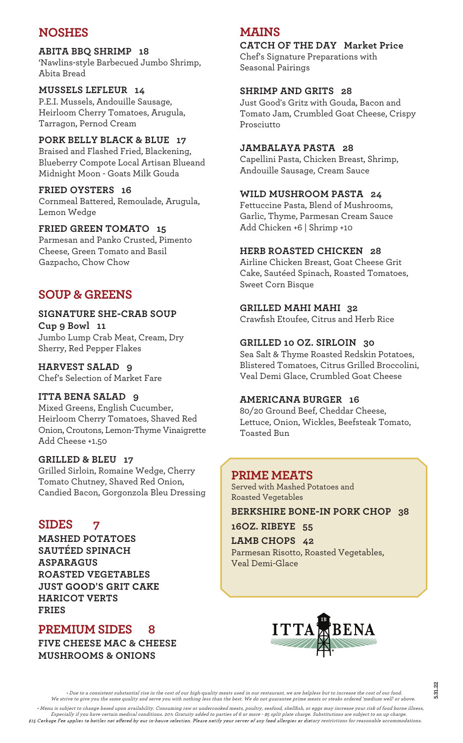## NOSHES

**ABITA BBQ SHRIMP 18**
'Nawlins-style Barbecued Jumbo Shrimp, Abita Bread

**MUSSELS LEFLEUR 14**
P.E.I. Mussels, Andouille Sausage, Heirloom Cherry Tomatoes, Arugula, Tarragon, Pernod Cream

**PORK BELLY BLACK & BLUE 17**
Braised and Flashed Fried, Blackening, Blueberry Compote Local Artisan Blueand Midnight Moon - Goats Milk Gouda

**FRIED OYSTERS 16**
Cornmeal Battered, Remoulade, Arugula, Lemon Wedge

**FRIED GREEN TOMATO 15**
Parmesan and Panko Crusted, Pimento Cheese, Green Tomato and Basil Gazpacho, Chow Chow

## SOUP & GREENS

**SIGNATURE SHE-CRAB SOUP**
**Cup 9 Bowl 11**
Jumbo Lump Crab Meat, Cream, Dry Sherry, Red Pepper Flakes

**HARVEST SALAD 9**
Chef's Selection of Market Fare

**ITTA BENA SALAD 9**
Mixed Greens, English Cucumber, Heirloom Cherry Tomatoes, Shaved Red Onion, Croutons, Lemon-Thyme Vinaigrette
Add Cheese +1.50

**GRILLED & BLEU 17**
Grilled Sirloin, Romaine Wedge, Cherry Tomato Chutney, Shaved Red Onion, Candied Bacon, Gorgonzola Bleu Dressing

## SIDES 7

**MASHED POTATOES**
**SAUTÉED SPINACH**
**ASPARAGUS**
**ROASTED VEGETABLES**
**JUST GOOD'S GRIT CAKE**
**HARICOT VERTS**
**FRIES**

## PREMIUM SIDES 8

**FIVE CHEESE MAC & CHEESE**
**MUSHROOMS & ONIONS**

## MAINS

**CATCH OF THE DAY Market Price**
Chef's Signature Preparations with Seasonal Pairings

**SHRIMP AND GRITS 28**
Just Good's Gritz with Gouda, Bacon and Tomato Jam, Crumbled Goat Cheese, Crispy Prosciutto

**JAMBALAYA PASTA 28**
Capellini Pasta, Chicken Breast, Shrimp, Andouille Sausage, Cream Sauce

**WILD MUSHROOM PASTA 24**
Fettuccine Pasta, Blend of Mushrooms, Garlic, Thyme, Parmesan Cream Sauce
Add Chicken +6 | Shrimp +10

**HERB ROASTED CHICKEN 28**
Airline Chicken Breast, Goat Cheese Grit Cake, Sautéed Spinach, Roasted Tomatoes, Sweet Corn Bisque

**GRILLED MAHI MAHI 32**
Crawfish Etoufee, Citrus and Herb Rice

**GRILLED 10 OZ. SIRLOIN 30**
Sea Salt & Thyme Roasted Redskin Potatoes, Blistered Tomatoes, Citrus Grilled Broccolini, Veal Demi Glace, Crumbled Goat Cheese

**AMERICANA BURGER 16**
80/20 Ground Beef, Cheddar Cheese, Lettuce, Onion, Wickles, Beefsteak Tomato, Toasted Bun

## PRIME MEATS

Served with Mashed Potatoes and Roasted Vegetables

**BERKSHIRE BONE-IN PORK CHOP 38**

**16OZ. RIBEYE 55**

**LAMB CHOPS 42**
Parmesan Risotto, Roasted Vegetables, Veal Demi-Glace

ITTA BENA

*• Due to a consistent substantial rise in the cost of our high-quality meats used in our restaurant, we are helpless but to increase the cost of our food. We strive to give you the same quality and serve you with nothing less than the best. We do not guarantee prime meats or steaks ordered 'medium well' or above.*

*• Menu is subject to change based upon availability. Consuming raw or undercooked meats, poultry, seafood, shellfish, or eggs may increase your risk of food borne illness, Especially if you have certain medical conditions. 20% Gratuity added to parties of 6 or more - $5 split plate charge. Substitutions are subject to an up charge.*

***$15 Corkage Fee applies to bottles not offered by our in-house selection. Please notify your server of any food allergies or dietary restrictions for reasonable accommodations.***

5.31.22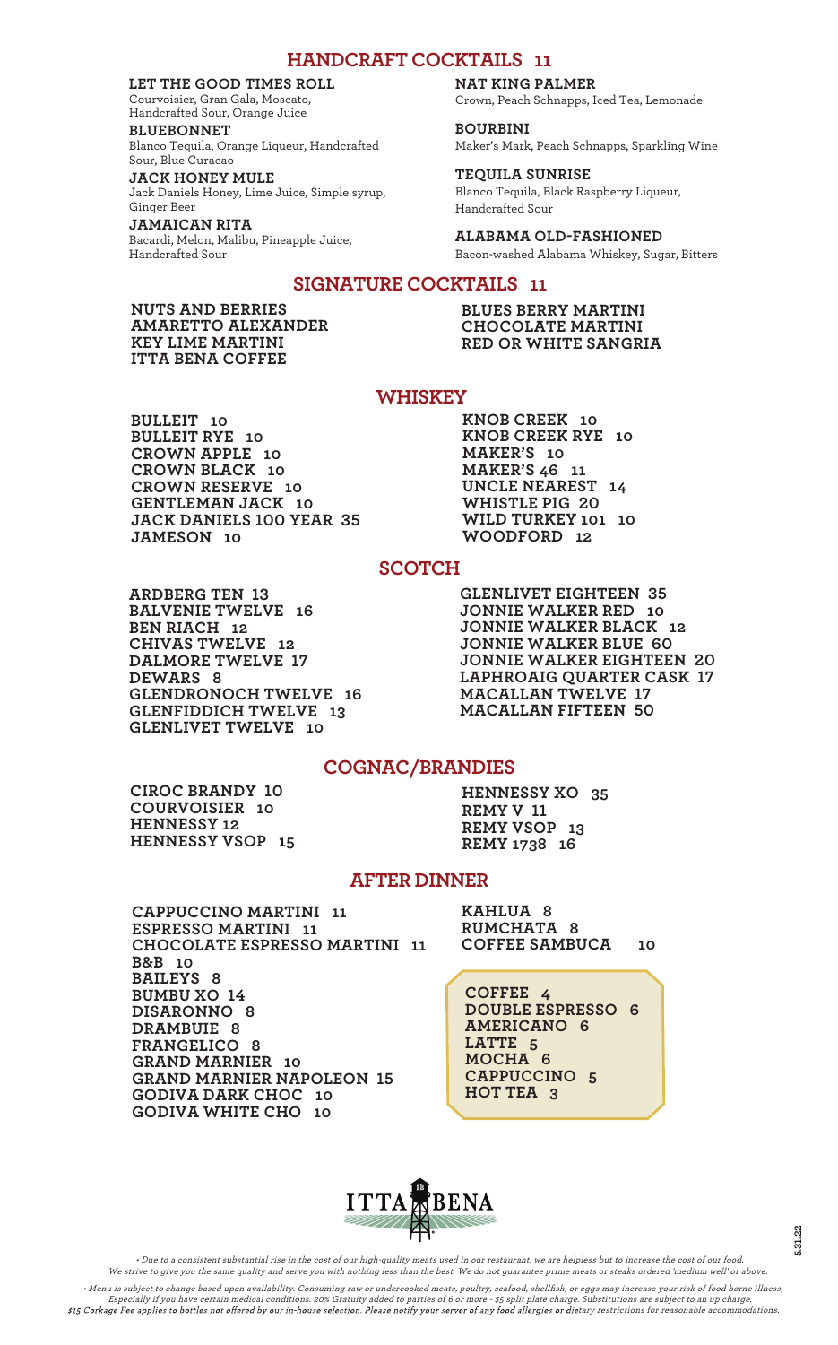## HANDCRAFT COCKTAILS 11

**LET THE GOOD TIMES ROLL**
Courvoisier, Gran Gala, Moscato, Handcrafted Sour, Orange Juice

**BLUEBONNET**
Blanco Tequila, Orange Liqueur, Handcrafted Sour, Blue Curacao

**JACK HONEY MULE**
Jack Daniels Honey, Lime Juice, Simple syrup, Ginger Beer

**JAMAICAN RITA**
Bacardi, Melon, Malibu, Pineapple Juice, Handcrafted Sour

**NAT KING PALMER**
Crown, Peach Schnapps, Iced Tea, Lemonade

**BOURBINI**
Maker's Mark, Peach Schnapps, Sparkling Wine

**TEQUILA SUNRISE**
Blanco Tequila, Black Raspberry Liqueur, Handcrafted Sour

**ALABAMA OLD-FASHIONED**
Bacon-washed Alabama Whiskey, Sugar, Bitters

## SIGNATURE COCKTAILS 11

**NUTS AND BERRIES**
**AMARETTO ALEXANDER**
**KEY LIME MARTINI**
**ITTA BENA COFFEE**
**BLUES BERRY MARTINI**
**CHOCOLATE MARTINI**
**RED OR WHITE SANGRIA**

## WHISKEY

**BULLEIT 10**
**BULLEIT RYE 10**
**CROWN APPLE 10**
**CROWN BLACK 10**
**CROWN RESERVE 10**
**GENTLEMAN JACK 10**
**JACK DANIELS 100 YEAR 35**
**JAMESON 10**
**KNOB CREEK 10**
**KNOB CREEK RYE 10**
**MAKER'S 10**
**MAKER'S 46 11**
**UNCLE NEAREST 14**
**WHISTLE PIG 20**
**WILD TURKEY 101 10**
**WOODFORD 12**

## SCOTCH

**ARDBERG TEN 13**
**BALVENIE TWELVE 16**
**BEN RIACH 12**
**CHIVAS TWELVE 12**
**DALMORE TWELVE 17**
**DEWARS 8**
**GLENDRONOCH TWELVE 16**
**GLENFIDDICH TWELVE 13**
**GLENLIVET TWELVE 10**
**GLENLIVET EIGHTEEN 35**
**JONNIE WALKER RED 10**
**JONNIE WALKER BLACK 12**
**JONNIE WALKER BLUE 60**
**JONNIE WALKER EIGHTEEN 20**
**LAPHROAIG QUARTER CASK 17**
**MACALLAN TWELVE 17**
**MACALLAN FIFTEEN 50**

## COGNAC/BRANDIES

**CIROC BRANDY 10**
**COURVOISIER 10**
**HENNESSY 12**
**HENNESSY VSOP 15**
**HENNESSY XO 35**
**REMY V 11**
**REMY VSOP 13**
**REMY 1738 16**

## AFTER DINNER

**CAPPUCCINO MARTINI 11**
**ESPRESSO MARTINI 11**
**CHOCOLATE ESPRESSO MARTINI 11**
**B&B 10**
**BAILEYS 8**
**BUMBU XO 14**
**DISARONNO 8**
**DRAMBUIE 8**
**FRANGELICO 8**
**GRAND MARNIER 10**
**GRAND MARNIER NAPOLEON 15**
**GODIVA DARK CHOC 10**
**GODIVA WHITE CHO 10**
**KAHLUA 8**
**RUMCHATA 8**
**COFFEE SAMBUCA 10**

**COFFEE 4**
**DOUBLE ESPRESSO 6**
**AMERICANO 6**
**LATTE 5**
**MOCHA 6**
**CAPPUCCINO 5**
**HOT TEA 3**

ITTA BENA

*• Due to a consistent substantial rise in the cost of our high-quality meats used in our restaurant, we are helpless but to increase the cost of our food. We strive to give you the same quality and serve you with nothing less than the best. We do not guarantee prime meats or steaks ordered 'medium well' or above.*

*• Menu is subject to change based upon availability. Consuming raw or undercooked meats, poultry, seafood, shellfish, or eggs may increase your risk of food borne illness, Especially if you have certain medical conditions. 20% Gratuity added to parties of 6 or more - $5 split plate charge. Substitutions are subject to an up charge. $15 Corkage Fee applies to bottles not offered by our in-house selection. Please notify your server of any food allergies or dietary restrictions for reasonable accommodations.*

5.31.22